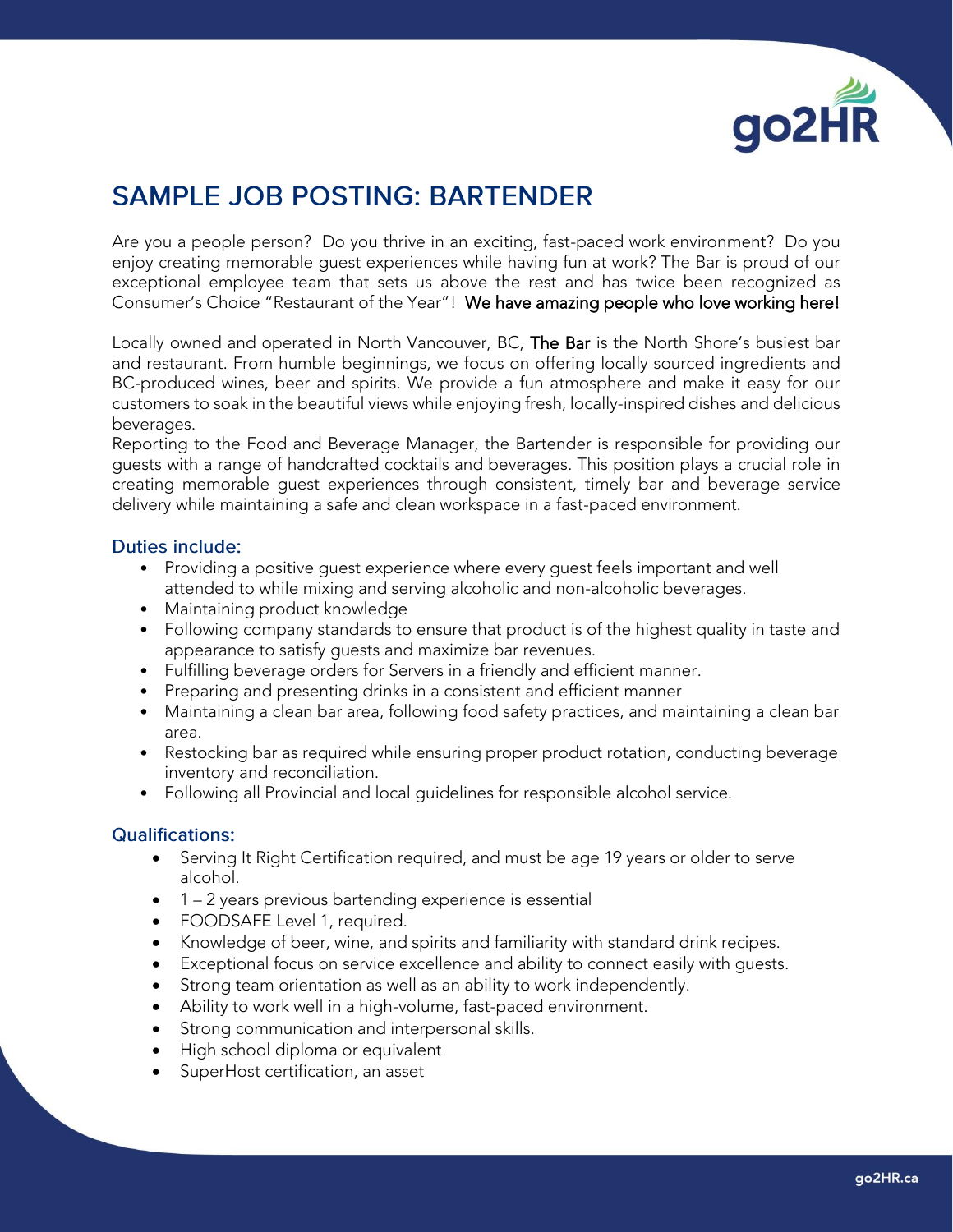# SAMPLE JOB POSTING: BARTENDER

Are you a people person? Do you thrive in an exciting, fast-paced work environment? Do you enjoy creating memorable guest experiences while having fun at work? The Bar is proud of our exceptional employee team that sets us above the rest and has twice been recognized as Consumer's Choice "Restaurant of the Year"! We have amazing people who love working here!

Locally owned and operated in North Vancouver, BC, The Bar is the North Shore's busiest bar and restaurant. From humble beginnings, we focus on offering locally sourced ingredients and BC-produced wines, beer and spirits. We provide a fun atmosphere and make it easy for our customers to soak in the beautiful views while enjoying fresh, locally-inspired dishes and delicious beverages.

Reporting to the Food and Beverage Manager, the Bartender is responsible for providing our guests with a range of handcrafted cocktails and beverages. This position plays a crucial role in creating memorable guest experiences through consistent, timely bar and beverage service delivery while maintaining a safe and clean workspace in a fast-paced environment.

## Duties include:

- Providing a positive guest experience where every guest feels important and well attended to while mixing and serving alcoholic and non-alcoholic beverages.
- Maintaining product knowledge
- Following company standards to ensure that product is of the highest quality in taste and appearance to satisfy guests and maximize bar revenues.
- Fulfilling beverage orders for Servers in a friendly and efficient manner.
- Preparing and presenting drinks in a consistent and efficient manner
- Maintaining a clean bar area, following food safety practices, and maintaining a clean bar area.
- Restocking bar as required while ensuring proper product rotation, conducting beverage inventory and reconciliation.
- Following all Provincial and local guidelines for responsible alcohol service.

## Qualifications:

- Serving It Right Certification required, and must be age 19 years or older to serve alcohol.
- 1 – 2 years previous bartending experience is essential
- FOODSAFE Level 1, required.
- Knowledge of beer, wine, and spirits and familiarity with standard drink recipes.
- Exceptional focus on service excellence and ability to connect easily with guests.
- Strong team orientation as well as an ability to work independently.
- Ability to work well in a high-volume, fast-paced environment.
- Strong communication and interpersonal skills.
- High school diploma or equivalent
- SuperHost certification, an asset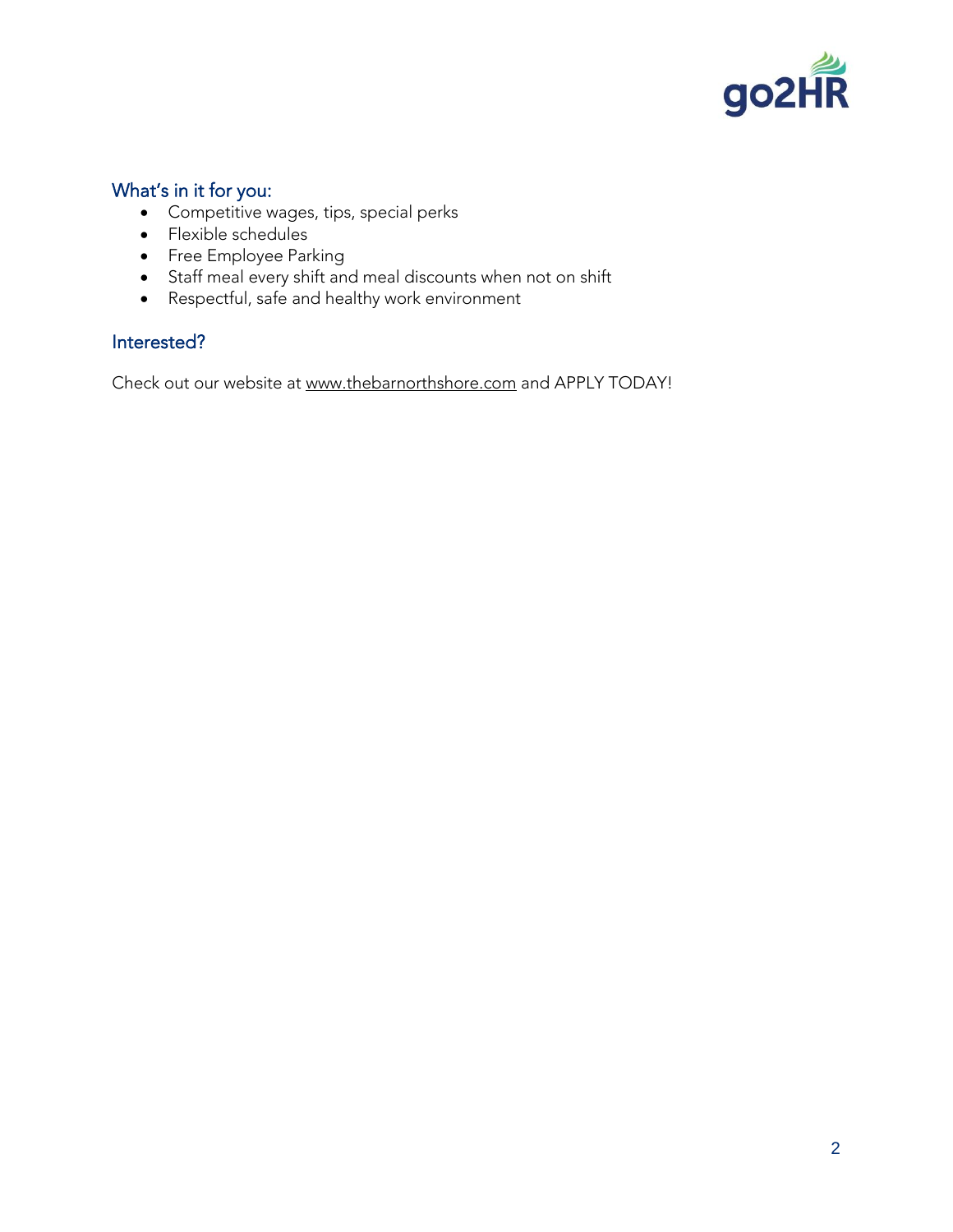## What's in it for you:

- Competitive wages, tips, special perks
- Flexible schedules
- Free Employee Parking
- Staff meal every shift and meal discounts when not on shift
- Respectful, safe and healthy work environment

## Interested?

Check out our website at www.thebarnorthshore.com and APPLY TODAY!